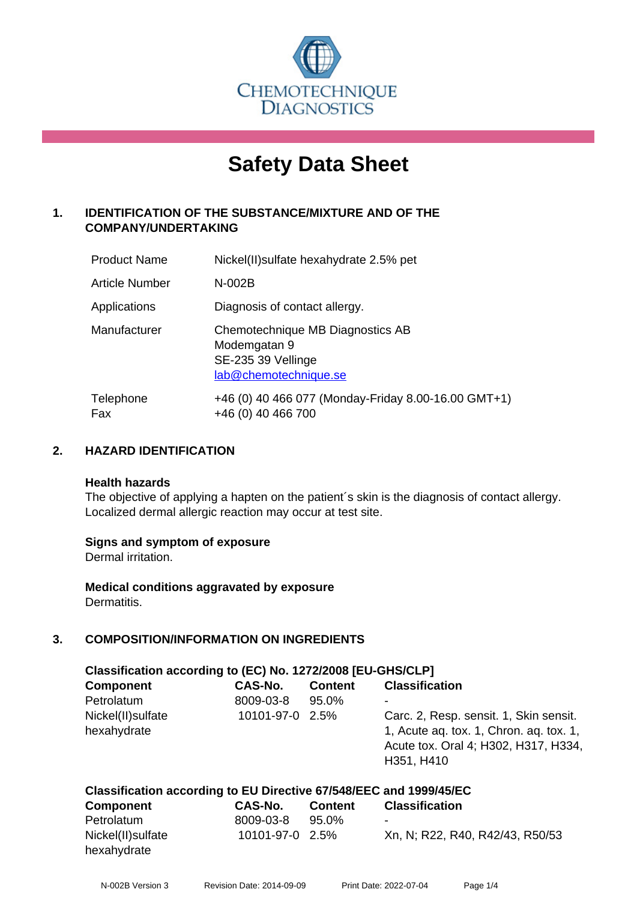CHEMOTECHNIQUE DIAGNOSTICS

# Safety Data Sheet

## 1. IDENTIFICATION OF THE SUBSTANCE/MIXTURE AND OF THE COMPANY/UNDERTAKING

| | |
|---|---|
| Product Name | Nickel(II)sulfate hexahydrate 2.5% pet |
| Article Number | N-002B |
| Applications | Diagnosis of contact allergy. |
| Manufacturer | Chemotechnique MB Diagnostics AB<br>Modemgatan 9<br>SE-235 39 Vellinge<br>lab@chemotechnique.se |
| Telephone<br>Fax | +46 (0) 40 466 077 (Monday-Friday 8.00-16.00 GMT+1)<br>+46 (0) 40 466 700 |

## 2. HAZARD IDENTIFICATION

**Health hazards**
The objective of applying a hapten on the patient´s skin is the diagnosis of contact allergy. Localized dermal allergic reaction may occur at test site.

**Signs and symptom of exposure**
Dermal irritation.

**Medical conditions aggravated by exposure**
Dermatitis.

## 3. COMPOSITION/INFORMATION ON INGREDIENTS

**Classification according to (EC) No. 1272/2008 [EU-GHS/CLP]**

| Component | CAS-No. | Content | Classification |
|---|---|---|---|
| Petrolatum | 8009-03-8 | 95.0% | - |
| Nickel(II)sulfate hexahydrate | 10101-97-0 | 2.5% | Carc. 2, Resp. sensit. 1, Skin sensit. 1, Acute aq. tox. 1, Chron. aq. tox. 1, Acute tox. Oral 4; H302, H317, H334, H351, H410 |

**Classification according to EU Directive 67/548/EEC and 1999/45/EC**

| Component | CAS-No. | Content | Classification |
|---|---|---|---|
| Petrolatum | 8009-03-8 | 95.0% | - |
| Nickel(II)sulfate hexahydrate | 10101-97-0 | 2.5% | Xn, N; R22, R40, R42/43, R50/53 |

N-002B Version 3 Revision Date: 2014-09-09 Print Date: 2022-07-04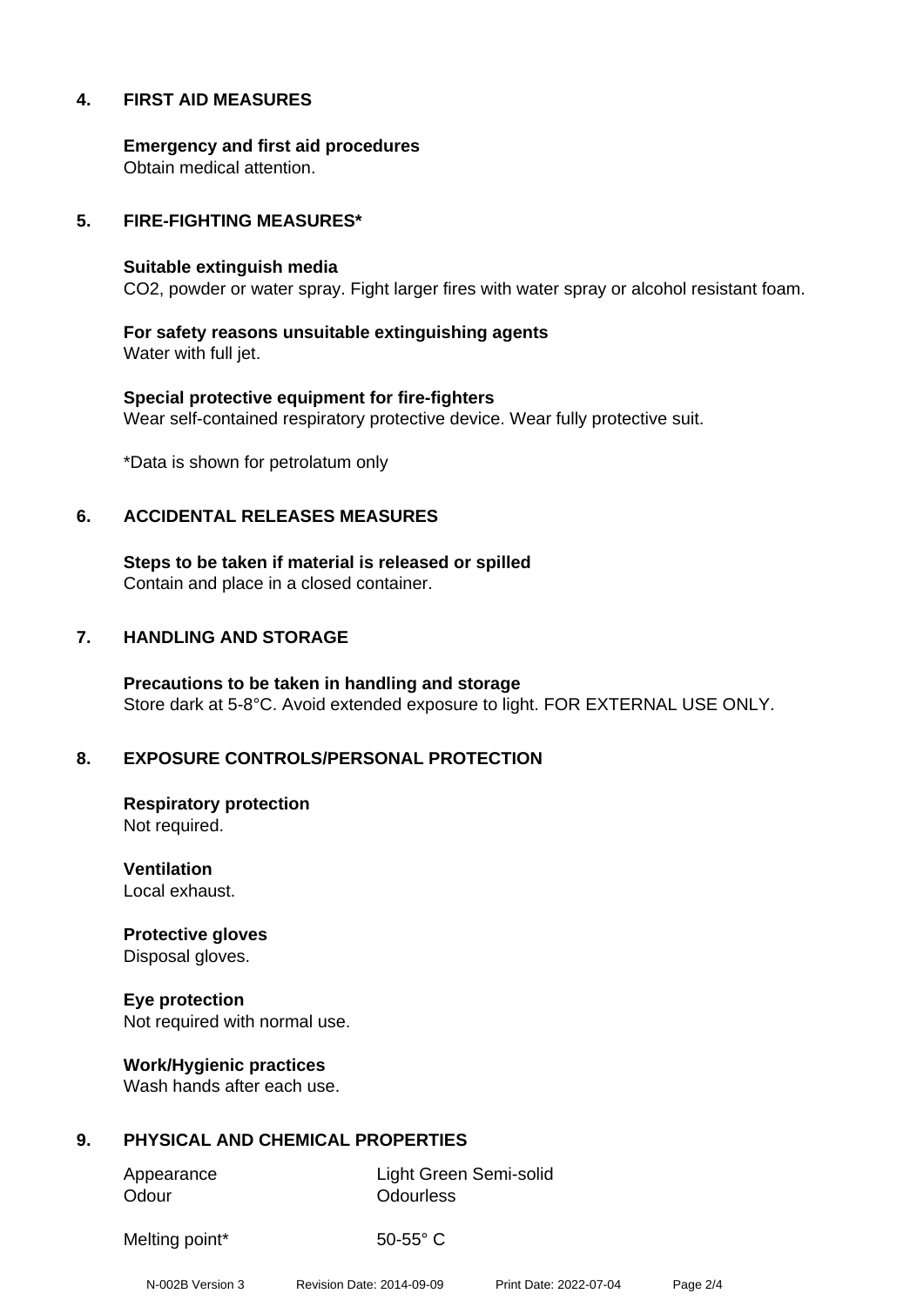## 4. FIRST AID MEASURES

**Emergency and first aid procedures**
Obtain medical attention.

## 5. FIRE-FIGHTING MEASURES*

**Suitable extinguish media**
$CO_2$, powder or water spray. Fight larger fires with water spray or alcohol resistant foam.

**For safety reasons unsuitable extinguishing agents**
Water with full jet.

**Special protective equipment for fire-fighters**
Wear self-contained respiratory protective device. Wear fully protective suit.

*Data is shown for petrolatum only

## 6. ACCIDENTAL RELEASES MEASURES

**Steps to be taken if material is released or spilled**
Contain and place in a closed container.

## 7. HANDLING AND STORAGE

**Precautions to be taken in handling and storage**
Store dark at 5-8°C. Avoid extended exposure to light. FOR EXTERNAL USE ONLY.

## 8. EXPOSURE CONTROLS/PERSONAL PROTECTION

**Respiratory protection**
Not required.

**Ventilation**
Local exhaust.

**Protective gloves**
Disposal gloves.

**Eye protection**
Not required with normal use.

**Work/Hygienic practices**
Wash hands after each use.

## 9. PHYSICAL AND CHEMICAL PROPERTIES

| | |
|---|---|
| Appearance | Light Green Semi-solid |
| Odour | Odourless |
| Melting point* | 50-55° C |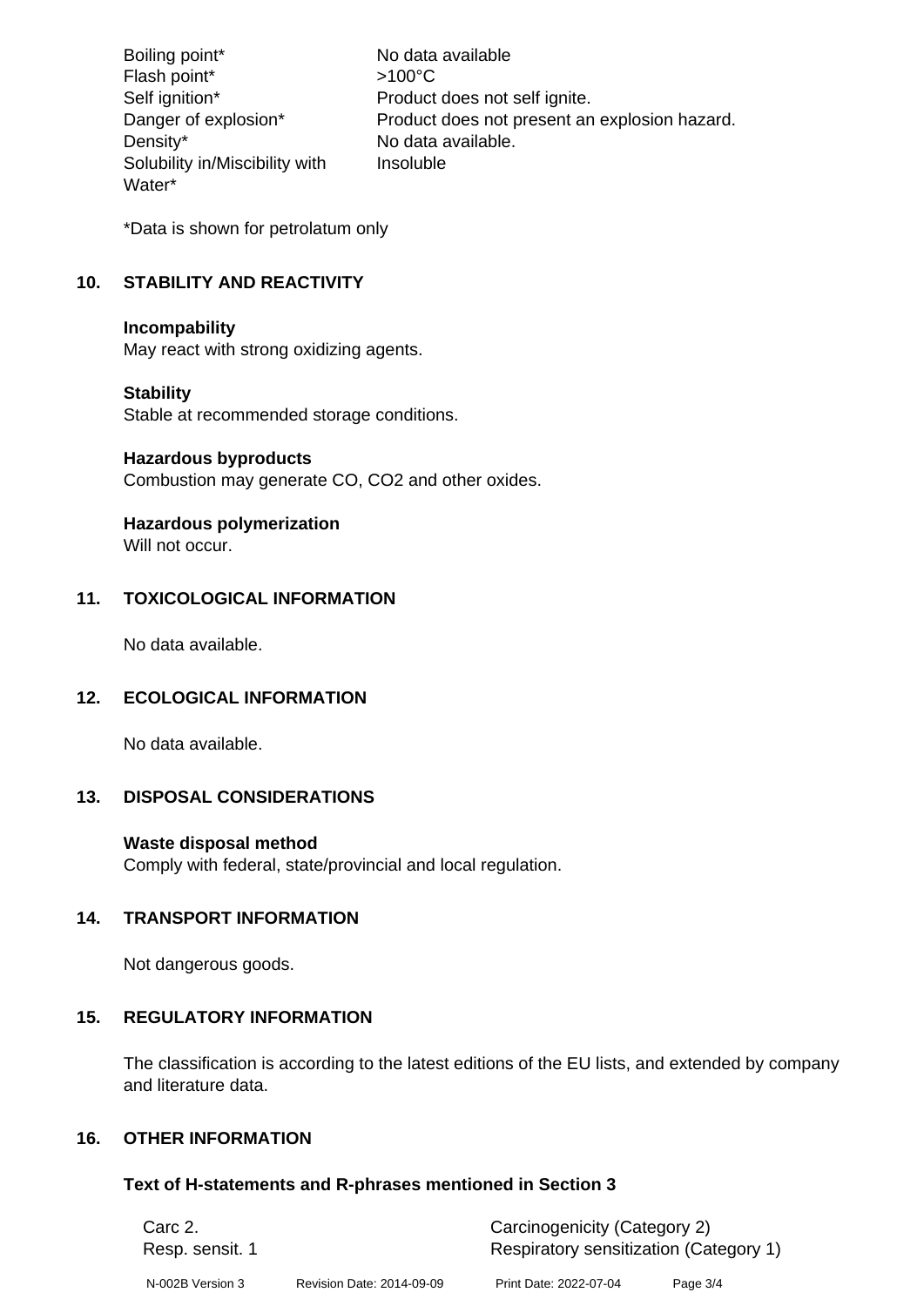| | |
|---|---|
| Boiling point* | No data available |
| Flash point* | >100°C |
| Self ignition* | Product does not self ignite. |
| Danger of explosion* | Product does not present an explosion hazard. |
| Density* | No data available. |
| Solubility in/Miscibility with Water* | Insoluble |

*Data is shown for petrolatum only

## 10. STABILITY AND REACTIVITY

**Incompability**
May react with strong oxidizing agents.

**Stability**
Stable at recommended storage conditions.

**Hazardous byproducts**
Combustion may generate CO, $CO_2$ and other oxides.

**Hazardous polymerization**
Will not occur.

## 11. TOXICOLOGICAL INFORMATION

No data available.

## 12. ECOLOGICAL INFORMATION

No data available.

## 13. DISPOSAL CONSIDERATIONS

**Waste disposal method**
Comply with federal, state/provincial and local regulation.

## 14. TRANSPORT INFORMATION

Not dangerous goods.

## 15. REGULATORY INFORMATION

The classification is according to the latest editions of the EU lists, and extended by company and literature data.

## 16. OTHER INFORMATION

### Text of H-statements and R-phrases mentioned in Section 3

| | |
|---|---|
| Carc 2. | Carcinogenicity (Category 2) |
| Resp. sensit. 1 | Respiratory sensitization (Category 1) |

N-002B Version 3 Revision Date: 2014-09-09 Print Date: 2022-07-04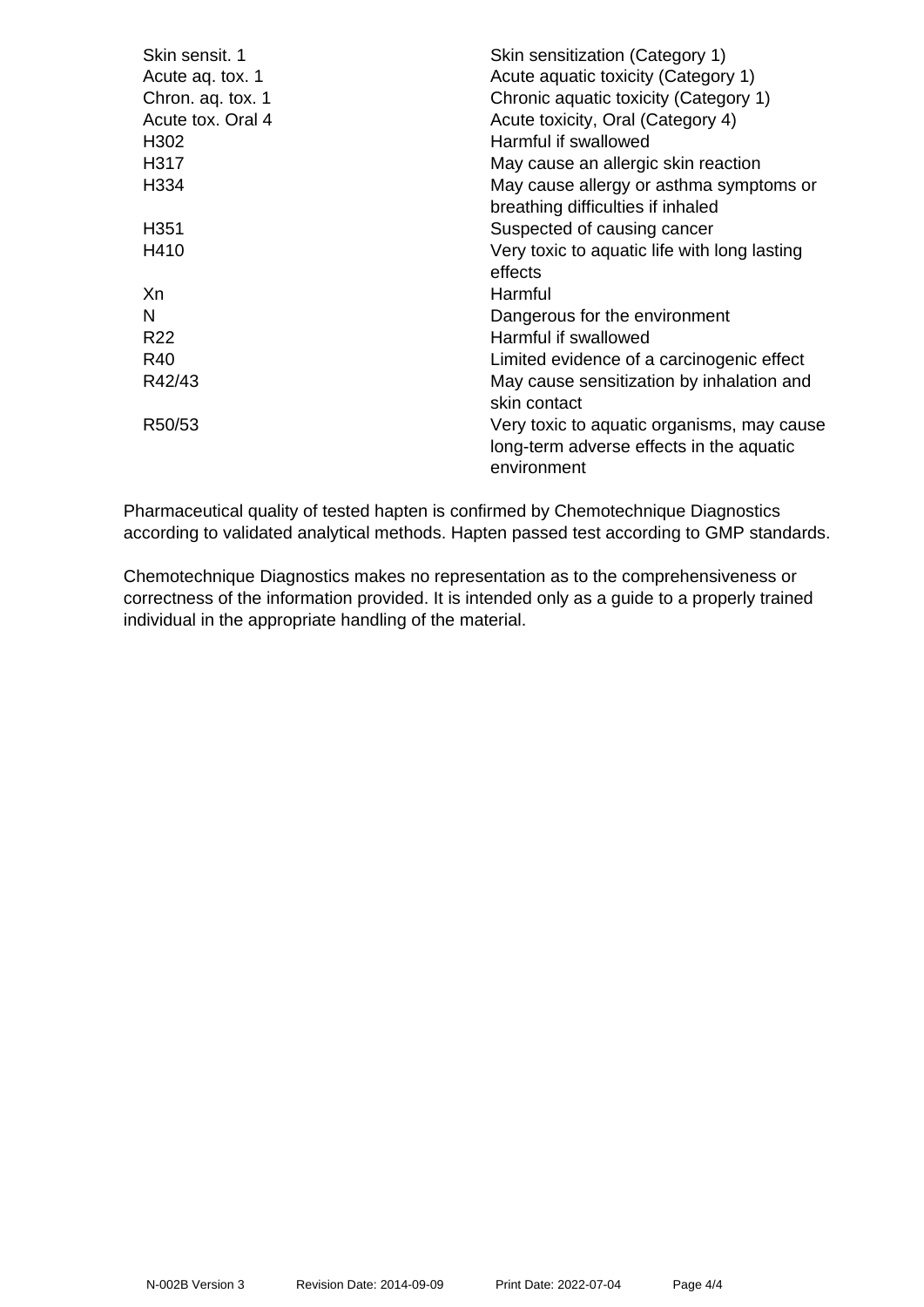| | |
|---|---|
| Skin sensit. 1 | Skin sensitization (Category 1) |
| Acute aq. tox. 1 | Acute aquatic toxicity (Category 1) |
| Chron. aq. tox. 1 | Chronic aquatic toxicity (Category 1) |
| Acute tox. Oral 4 | Acute toxicity, Oral (Category 4) |
| H302 | Harmful if swallowed |
| H317 | May cause an allergic skin reaction |
| H334 | May cause allergy or asthma symptoms or breathing difficulties if inhaled |
| H351 | Suspected of causing cancer |
| H410 | Very toxic to aquatic life with long lasting effects |
| Xn | Harmful |
| N | Dangerous for the environment |
| R22 | Harmful if swallowed |
| R40 | Limited evidence of a carcinogenic effect |
| R42/43 | May cause sensitization by inhalation and skin contact |
| R50/53 | Very toxic to aquatic organisms, may cause long-term adverse effects in the aquatic environment |

Pharmaceutical quality of tested hapten is confirmed by Chemotechnique Diagnostics according to validated analytical methods. Hapten passed test according to GMP standards.

Chemotechnique Diagnostics makes no representation as to the comprehensiveness or correctness of the information provided. It is intended only as a guide to a properly trained individual in the appropriate handling of the material.